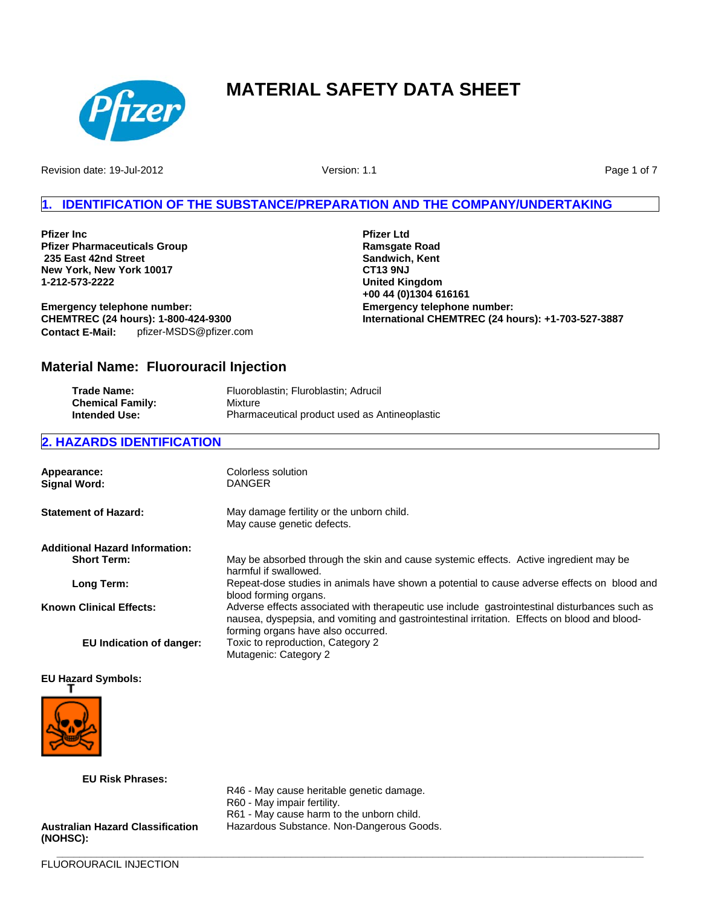# MATERIAL SAFETY DATA SHEET

Revision date: 19-Jul-2012 Version: 1.1

## 1. IDENTIFICATION OF THE SUBSTANCE/PREPARATION AND THE COMPANY/UNDERTAKING

**Pfizer Inc**
**Pfizer Pharmaceuticals Group**
**235 East 42nd Street**
**New York, New York 10017**
**1-212-573-2222**

**Emergency telephone number:**
**CHEMTREC (24 hours): 1-800-424-9300**
**Contact E-Mail:** pfizer-MSDS@pfizer.com

**Pfizer Ltd**
**Ramsgate Road**
**Sandwich, Kent**
**CT13 9NJ**
**United Kingdom**
**+00 44 (0)1304 616161**
**Emergency telephone number:**
**International CHEMTREC (24 hours): +1-703-527-3887**

### Material Name: Fluorouracil Injection

**Trade Name:** Fluoroblastin; Fluroblastin; Adrucil
**Chemical Family:** Mixture
**Intended Use:** Pharmaceutical product used as Antineoplastic

## 2. HAZARDS IDENTIFICATION

**Appearance:** Colorless solution
**Signal Word:** DANGER

**Statement of Hazard:** May damage fertility or the unborn child.
May cause genetic defects.

**Additional Hazard Information:**

**Short Term:** May be absorbed through the skin and cause systemic effects. Active ingredient may be harmful if swallowed.

**Long Term:** Repeat-dose studies in animals have shown a potential to cause adverse effects on blood and blood forming organs.

**Known Clinical Effects:** Adverse effects associated with therapeutic use include gastrointestinal disturbances such as nausea, dyspepsia, and vomiting and gastrointestinal irritation. Effects on blood and blood-forming organs have also occurred.

**EU Indication of danger:** Toxic to reproduction, Category 2
Mutagenic: Category 2

**EU Hazard Symbols:**

T

**EU Risk Phrases:**

R46 - May cause heritable genetic damage.
R60 - May impair fertility.
R61 - May cause harm to the unborn child.

**Australian Hazard Classification (NOHSC):** Hazardous Substance. Non-Dangerous Goods.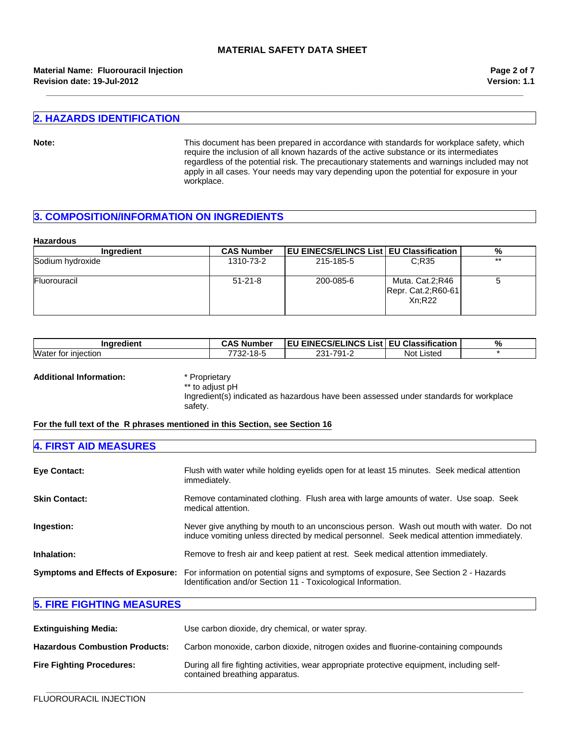## 2. HAZARDS IDENTIFICATION

**Note:** This document has been prepared in accordance with standards for workplace safety, which require the inclusion of all known hazards of the active substance or its intermediates regardless of the potential risk. The precautionary statements and warnings included may not apply in all cases. Your needs may vary depending upon the potential for exposure in your workplace.

## 3. COMPOSITION/INFORMATION ON INGREDIENTS

**Hazardous**

| Ingredient | CAS Number | EU EINECS/ELINCS List | EU Classification | % |
|---|---|---|---|---|
| Sodium hydroxide | 1310-73-2 | 215-185-5 | C;R35 | ** |
| Fluorouracil | 51-21-8 | 200-085-6 | Muta. Cat.2;R46<br>Repr. Cat.2;R60-61<br>Xn;R22 | 5 |

| Ingredient | CAS Number | EU EINECS/ELINCS List | EU Classification | % |
|---|---|---|---|---|
| Water for injection | 7732-18-5 | 231-791-2 | Not Listed | * |

**Additional Information:**
* Proprietary
** to adjust pH
Ingredient(s) indicated as hazardous have been assessed under standards for workplace safety.

**For the full text of the R phrases mentioned in this Section, see Section 16**

## 4. FIRST AID MEASURES

**Eye Contact:** Flush with water while holding eyelids open for at least 15 minutes. Seek medical attention immediately.

**Skin Contact:** Remove contaminated clothing. Flush area with large amounts of water. Use soap. Seek medical attention.

**Ingestion:** Never give anything by mouth to an unconscious person. Wash out mouth with water. Do not induce vomiting unless directed by medical personnel. Seek medical attention immediately.

**Inhalation:** Remove to fresh air and keep patient at rest. Seek medical attention immediately.

**Symptoms and Effects of Exposure:** For information on potential signs and symptoms of exposure, See Section 2 - Hazards Identification and/or Section 11 - Toxicological Information.

## 5. FIRE FIGHTING MEASURES

**Extinguishing Media:** Use carbon dioxide, dry chemical, or water spray.

**Hazardous Combustion Products:** Carbon monoxide, carbon dioxide, nitrogen oxides and fluorine-containing compounds

**Fire Fighting Procedures:** During all fire fighting activities, wear appropriate protective equipment, including self-contained breathing apparatus.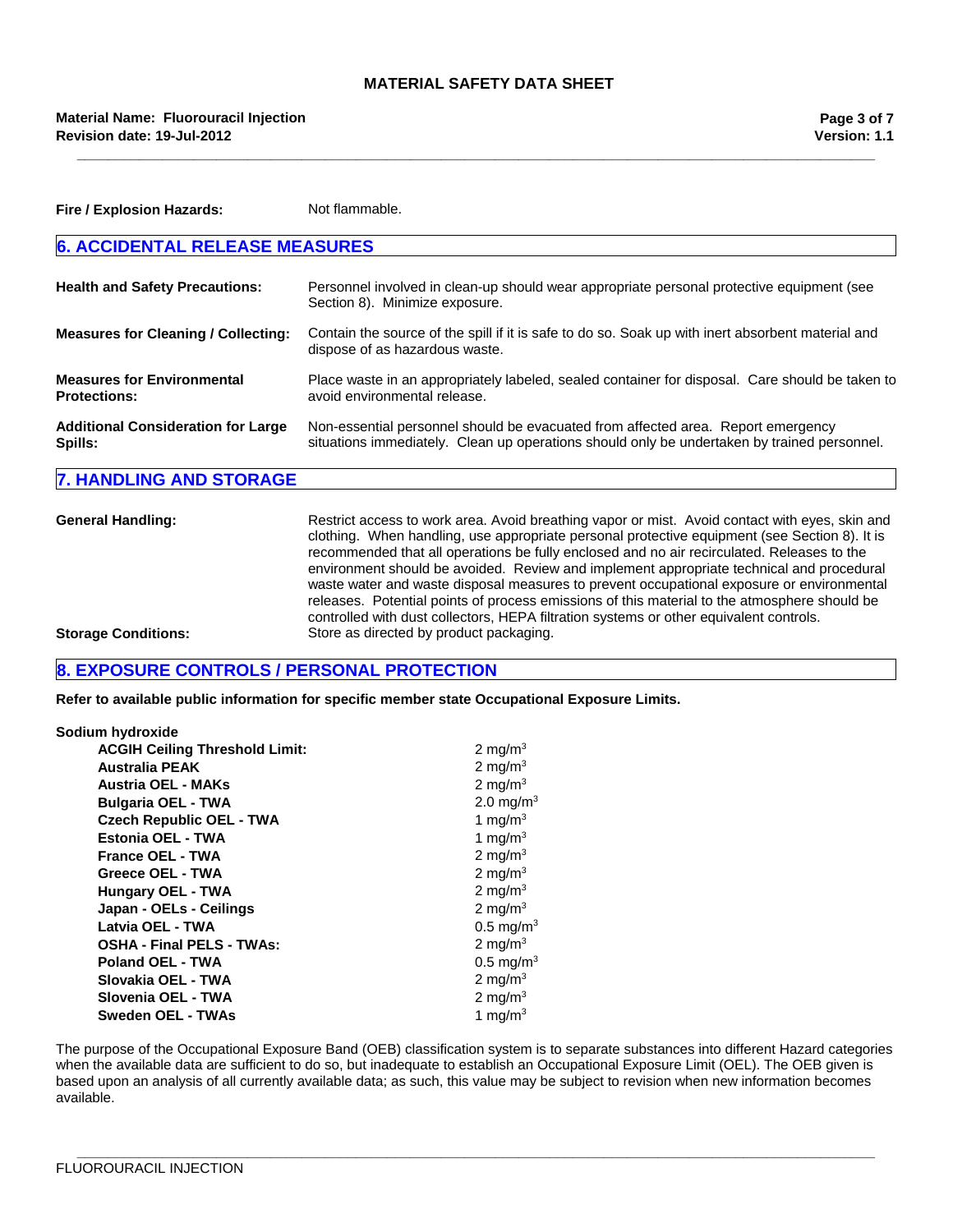**Fire / Explosion Hazards:** Not flammable.

## 6. ACCIDENTAL RELEASE MEASURES

**Health and Safety Precautions:** Personnel involved in clean-up should wear appropriate personal protective equipment (see Section 8). Minimize exposure.

**Measures for Cleaning / Collecting:** Contain the source of the spill if it is safe to do so. Soak up with inert absorbent material and dispose of as hazardous waste.

**Measures for Environmental Protections:** Place waste in an appropriately labeled, sealed container for disposal. Care should be taken to avoid environmental release.

**Additional Consideration for Large Spills:** Non-essential personnel should be evacuated from affected area. Report emergency situations immediately. Clean up operations should only be undertaken by trained personnel.

## 7. HANDLING AND STORAGE

**General Handling:** Restrict access to work area. Avoid breathing vapor or mist. Avoid contact with eyes, skin and clothing. When handling, use appropriate personal protective equipment (see Section 8). It is recommended that all operations be fully enclosed and no air recirculated. Releases to the environment should be avoided. Review and implement appropriate technical and procedural waste water and waste disposal measures to prevent occupational exposure or environmental releases. Potential points of process emissions of this material to the atmosphere should be controlled with dust collectors, HEPA filtration systems or other equivalent controls.

**Storage Conditions:** Store as directed by product packaging.

## 8. EXPOSURE CONTROLS / PERSONAL PROTECTION

**Refer to available public information for specific member state Occupational Exposure Limits.**

**Sodium hydroxide**

| | |
|---|---|
| **ACGIH Ceiling Threshold Limit:** | 2 $mg/m^3$ |
| **Australia PEAK** | 2 $mg/m^3$ |
| **Austria OEL - MAKs** | 2 $mg/m^3$ |
| **Bulgaria OEL - TWA** | 2.0 $mg/m^3$ |
| **Czech Republic OEL - TWA** | 1 $mg/m^3$ |
| **Estonia OEL - TWA** | 1 $mg/m^3$ |
| **France OEL - TWA** | 2 $mg/m^3$ |
| **Greece OEL - TWA** | 2 $mg/m^3$ |
| **Hungary OEL - TWA** | 2 $mg/m^3$ |
| **Japan - OELs - Ceilings** | 2 $mg/m^3$ |
| **Latvia OEL - TWA** | 0.5 $mg/m^3$ |
| **OSHA - Final PELS - TWAs:** | 2 $mg/m^3$ |
| **Poland OEL - TWA** | 0.5 $mg/m^3$ |
| **Slovakia OEL - TWA** | 2 $mg/m^3$ |
| **Slovenia OEL - TWA** | 2 $mg/m^3$ |
| **Sweden OEL - TWAs** | 1 $mg/m^3$ |

The purpose of the Occupational Exposure Band (OEB) classification system is to separate substances into different Hazard categories when the available data are sufficient to do so, but inadequate to establish an Occupational Exposure Limit (OEL). The OEB given is based upon an analysis of all currently available data; as such, this value may be subject to revision when new information becomes available.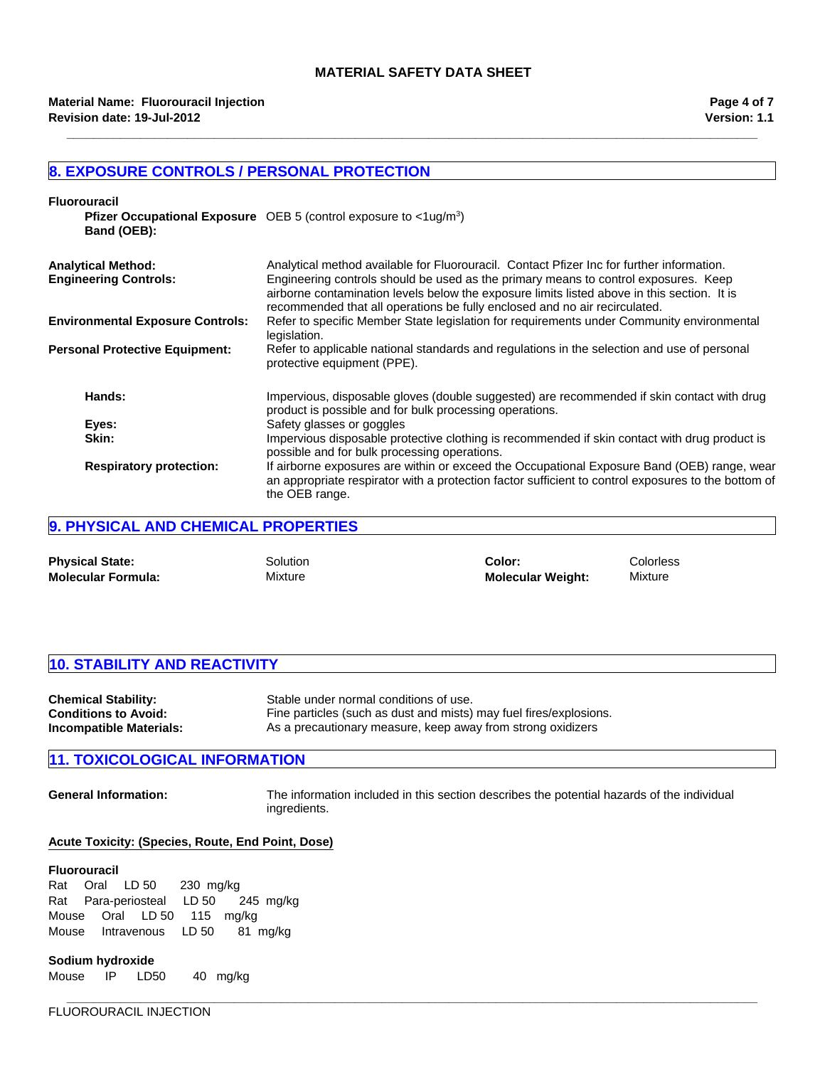## 8. EXPOSURE CONTROLS / PERSONAL PROTECTION

**Fluorouracil**

**Pfizer Occupational Exposure Band (OEB):** OEB 5 (control exposure to <1ug/m$^3$)

**Analytical Method:** Analytical method available for Fluorouracil. Contact Pfizer Inc for further information.

**Engineering Controls:** Engineering controls should be used as the primary means to control exposures. Keep airborne contamination levels below the exposure limits listed above in this section. It is recommended that all operations be fully enclosed and no air recirculated.

**Environmental Exposure Controls:** Refer to specific Member State legislation for requirements under Community environmental legislation.

**Personal Protective Equipment:** Refer to applicable national standards and regulations in the selection and use of personal protective equipment (PPE).

**Hands:** Impervious, disposable gloves (double suggested) are recommended if skin contact with drug product is possible and for bulk processing operations.

**Eyes:** Safety glasses or goggles

**Skin:** Impervious disposable protective clothing is recommended if skin contact with drug product is possible and for bulk processing operations.

**Respiratory protection:** If airborne exposures are within or exceed the Occupational Exposure Band (OEB) range, wear an appropriate respirator with a protection factor sufficient to control exposures to the bottom of the OEB range.

## 9. PHYSICAL AND CHEMICAL PROPERTIES

| | | | |
|---|---|---|---|
| **Physical State:** | Solution | **Color:** | Colorless |
| **Molecular Formula:** | Mixture | **Molecular Weight:** | Mixture |

## 10. STABILITY AND REACTIVITY

**Chemical Stability:** Stable under normal conditions of use.

**Conditions to Avoid:** Fine particles (such as dust and mists) may fuel fires/explosions.

**Incompatible Materials:** As a precautionary measure, keep away from strong oxidizers

## 11. TOXICOLOGICAL INFORMATION

**General Information:** The information included in this section describes the potential hazards of the individual ingredients.

**Acute Toxicity: (Species, Route, End Point, Dose)**

**Fluorouracil**

Rat Oral LD 50 230 mg/kg
Rat Para-periosteal LD 50 245 mg/kg
Mouse Oral LD 50 115 mg/kg
Mouse Intravenous LD 50 81 mg/kg

**Sodium hydroxide**

Mouse IP LD50 40 mg/kg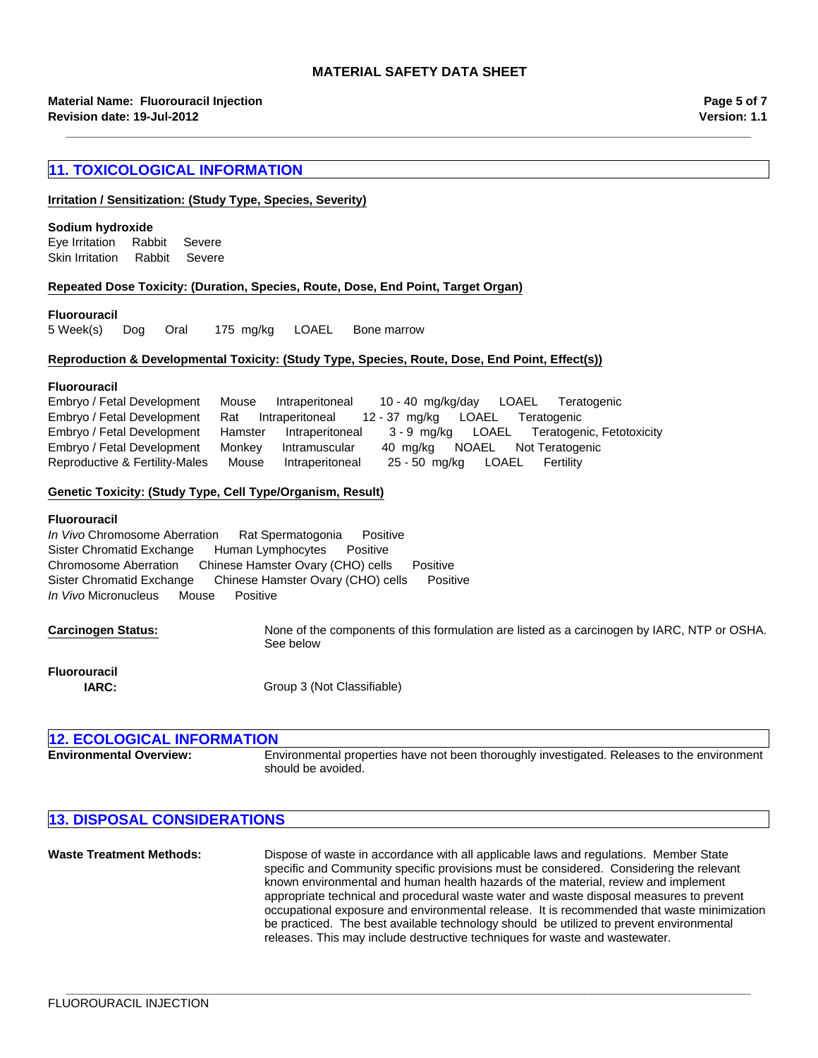## 11. TOXICOLOGICAL INFORMATION

**Irritation / Sensitization: (Study Type, Species, Severity)**

**Sodium hydroxide**

| | | |
|---|---|---|
| Eye Irritation | Rabbit | Severe |
| Skin Irritation | Rabbit | Severe |

**Repeated Dose Toxicity: (Duration, Species, Route, Dose, End Point, Target Organ)**

**Fluorouracil**

| | | | | | |
|---|---|---|---|---|---|
| 5 Week(s) | Dog | Oral | 175 mg/kg | LOAEL | Bone marrow |

**Reproduction & Developmental Toxicity: (Study Type, Species, Route, Dose, End Point, Effect(s))**

**Fluorouracil**

| | | | | | |
|---|---|---|---|---|---|
| Embryo / Fetal Development | Mouse | Intraperitoneal | 10 - 40 mg/kg/day | LOAEL | Teratogenic |
| Embryo / Fetal Development | Rat | Intraperitoneal | 12 - 37 mg/kg | LOAEL | Teratogenic |
| Embryo / Fetal Development | Hamster | Intraperitoneal | 3 - 9 mg/kg | LOAEL | Teratogenic, Fetotoxicity |
| Embryo / Fetal Development | Monkey | Intramuscular | 40 mg/kg | NOAEL | Not Teratogenic |
| Reproductive & Fertility-Males | Mouse | Intraperitoneal | 25 - 50 mg/kg | LOAEL | Fertility |

**Genetic Toxicity: (Study Type, Cell Type/Organism, Result)**

**Fluorouracil**

| | | |
|---|---|---|
| *In Vivo* Chromosome Aberration | Rat Spermatogonia | Positive |
| Sister Chromatid Exchange | Human Lymphocytes | Positive |
| Chromosome Aberration | Chinese Hamster Ovary (CHO) cells | Positive |
| Sister Chromatid Exchange | Chinese Hamster Ovary (CHO) cells | Positive |
| *In Vivo* Micronucleus | Mouse | Positive |

**Carcinogen Status:** None of the components of this formulation are listed as a carcinogen by IARC, NTP or OSHA. See below

**Fluorouracil**

**IARC:** Group 3 (Not Classifiable)

## 12. ECOLOGICAL INFORMATION

**Environmental Overview:** Environmental properties have not been thoroughly investigated. Releases to the environment should be avoided.

## 13. DISPOSAL CONSIDERATIONS

**Waste Treatment Methods:** Dispose of waste in accordance with all applicable laws and regulations. Member State specific and Community specific provisions must be considered. Considering the relevant known environmental and human health hazards of the material, review and implement appropriate technical and procedural waste water and waste disposal measures to prevent occupational exposure and environmental release. It is recommended that waste minimization be practiced. The best available technology should be utilized to prevent environmental releases. This may include destructive techniques for waste and wastewater.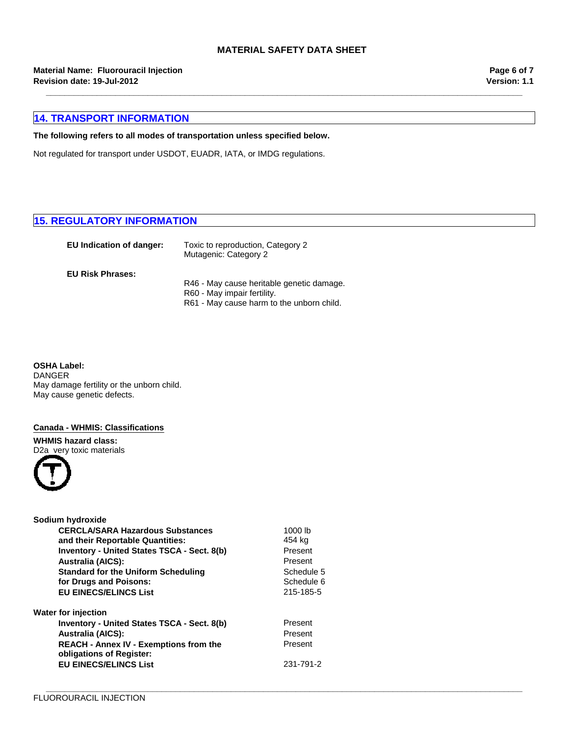## 14. TRANSPORT INFORMATION

**The following refers to all modes of transportation unless specified below.**

Not regulated for transport under USDOT, EUADR, IATA, or IMDG regulations.

## 15. REGULATORY INFORMATION

**EU Indication of danger:** Toxic to reproduction, Category 2
Mutagenic: Category 2

**EU Risk Phrases:**

R46 - May cause heritable genetic damage.
R60 - May impair fertility.
R61 - May cause harm to the unborn child.

**OSHA Label:**
DANGER
May damage fertility or the unborn child.
May cause genetic defects.

**Canada - WHMIS: Classifications**

**WHMIS hazard class:**
D2a very toxic materials

**Sodium hydroxide**

| | |
|---|---|
| **CERCLA/SARA Hazardous Substances and their Reportable Quantities:** | 1000 lb<br>454 kg |
| **Inventory - United States TSCA - Sect. 8(b)** | Present |
| **Australia (AICS):** | Present |
| **Standard for the Uniform Scheduling for Drugs and Poisons:** | Schedule 5<br>Schedule 6 |
| **EU EINECS/ELINCS List** | 215-185-5 |

**Water for injection**

| | |
|---|---|
| **Inventory - United States TSCA - Sect. 8(b)** | Present |
| **Australia (AICS):** | Present |
| **REACH - Annex IV - Exemptions from the obligations of Register:** | Present |
| **EU EINECS/ELINCS List** | 231-791-2 |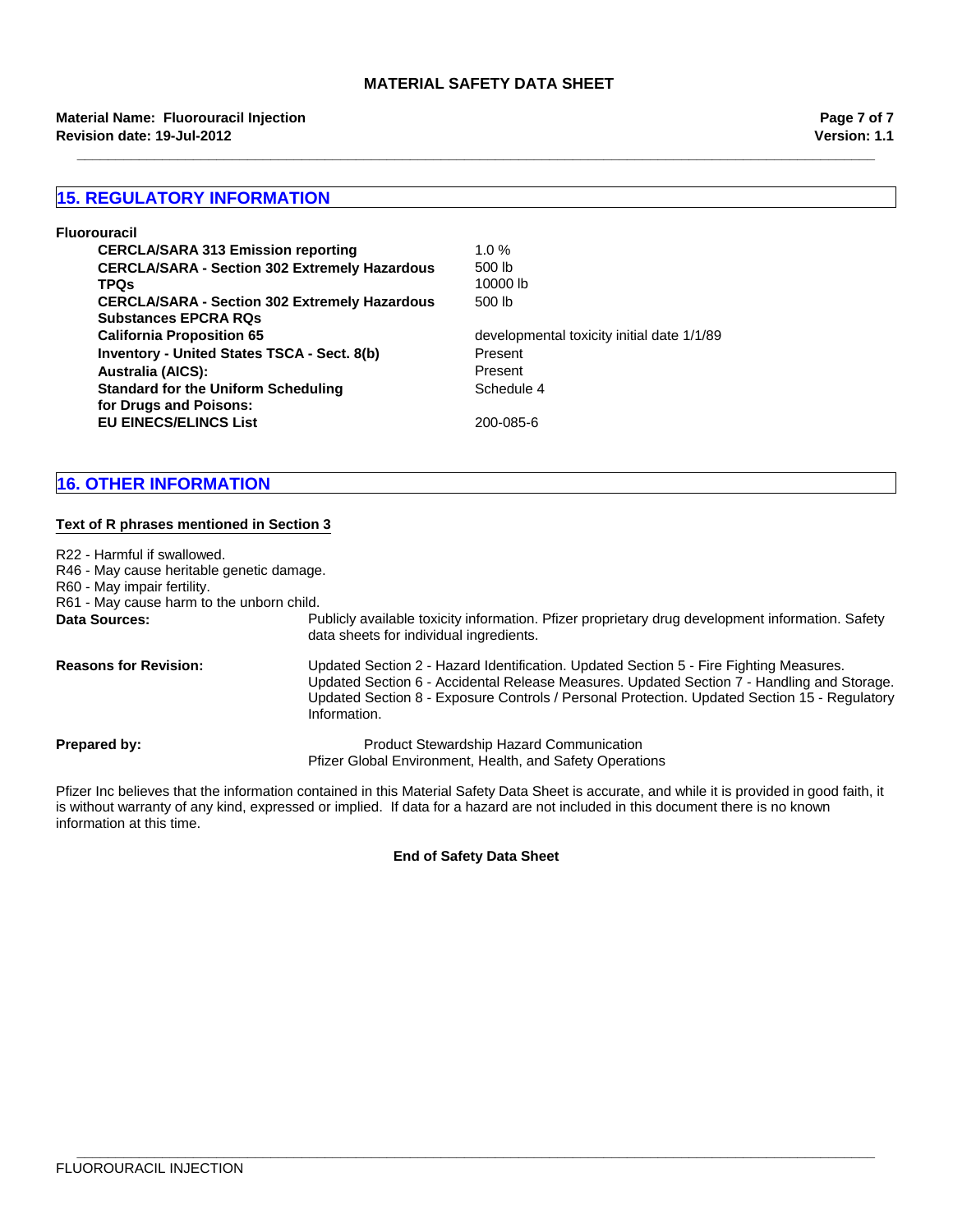## 15. REGULATORY INFORMATION

**Fluorouracil**

| | |
|---|---|
| **CERCLA/SARA 313 Emission reporting** | 1.0 % |
| **CERCLA/SARA - Section 302 Extremely Hazardous TPQs** | 500 lb<br>10000 lb |
| **CERCLA/SARA - Section 302 Extremely Hazardous Substances EPCRA RQs** | 500 lb |
| **California Proposition 65** | developmental toxicity initial date 1/1/89 |
| **Inventory - United States TSCA - Sect. 8(b)** | Present |
| **Australia (AICS):** | Present |
| **Standard for the Uniform Scheduling for Drugs and Poisons:** | Schedule 4 |
| **EU EINECS/ELINCS List** | 200-085-6 |

## 16. OTHER INFORMATION

**Text of R phrases mentioned in Section 3**

R22 - Harmful if swallowed.
R46 - May cause heritable genetic damage.
R60 - May impair fertility.
R61 - May cause harm to the unborn child.

**Data Sources:** Publicly available toxicity information. Pfizer proprietary drug development information. Safety data sheets for individual ingredients.

**Reasons for Revision:** Updated Section 2 - Hazard Identification. Updated Section 5 - Fire Fighting Measures. Updated Section 6 - Accidental Release Measures. Updated Section 7 - Handling and Storage. Updated Section 8 - Exposure Controls / Personal Protection. Updated Section 15 - Regulatory Information.

**Prepared by:** Product Stewardship Hazard Communication
Pfizer Global Environment, Health, and Safety Operations

Pfizer Inc believes that the information contained in this Material Safety Data Sheet is accurate, and while it is provided in good faith, it is without warranty of any kind, expressed or implied. If data for a hazard are not included in this document there is no known information at this time.

**End of Safety Data Sheet**